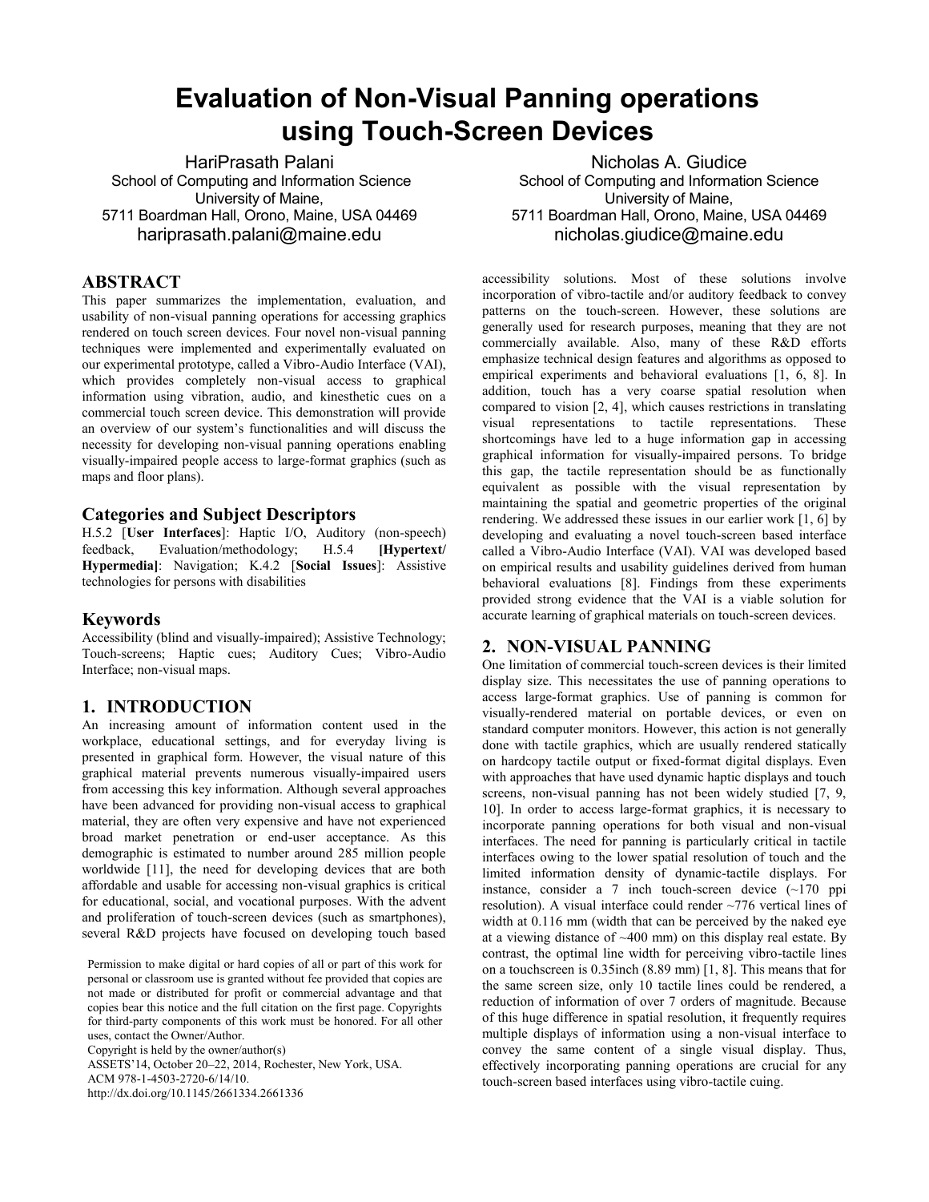# Evaluation of Non-Visual Panning operations using Touch-Screen Devices

HariPrasath Palani
School of Computing and Information Science
University of Maine,
5711 Boardman Hall, Orono, Maine, USA 04469
haripprasath.palani@maine.edu

Nicholas A. Giudice
School of Computing and Information Science
University of Maine,
5711 Boardman Hall, Orono, Maine, USA 04469
nicholas.giudice@maine.edu

## ABSTRACT

This paper summarizes the implementation, evaluation, and usability of non-visual panning operations for accessing graphics rendered on touch screen devices. Four novel non-visual panning techniques were implemented and experimentally evaluated on our experimental prototype, called a Vibro-Audio Interface (VAI), which provides completely non-visual access to graphical information using vibration, audio, and kinesthetic cues on a commercial touch screen device. This demonstration will provide an overview of our system's functionalities and will discuss the necessity for developing non-visual panning operations enabling visually-impaired people access to large-format graphics (such as maps and floor plans).

### Categories and Subject Descriptors

H.5.2 [**User Interfaces**]: Haptic I/O, Auditory (non-speech) feedback, Evaluation/methodology; H.5.4 **[Hypertext/ Hypermedia]**: Navigation; K.4.2 [**Social Issues**]: Assistive technologies for persons with disabilities

### Keywords

Accessibility (blind and visually-impaired); Assistive Technology; Touch-screens; Haptic cues; Auditory Cues; Vibro-Audio Interface; non-visual maps.

## 1. INTRODUCTION

An increasing amount of information content used in the workplace, educational settings, and for everyday living is presented in graphical form. However, the visual nature of this graphical material prevents numerous visually-impaired users from accessing this key information. Although several approaches have been advanced for providing non-visual access to graphical material, they are often very expensive and have not experienced broad market penetration or end-user acceptance. As this demographic is estimated to number around 285 million people worldwide [11], the need for developing devices that are both affordable and usable for accessing non-visual graphics is critical for educational, social, and vocational purposes. With the advent and proliferation of touch-screen devices (such as smartphones), several R&D projects have focused on developing touch based accessibility solutions. Most of these solutions involve incorporation of vibro-tactile and/or auditory feedback to convey patterns on the touch-screen. However, these solutions are generally used for research purposes, meaning that they are not commercially available. Also, many of these R&D efforts emphasize technical design features and algorithms as opposed to empirical experiments and behavioral evaluations [1, 6, 8]. In addition, touch has a very coarse spatial resolution when compared to vision [2, 4], which causes restrictions in translating visual representations to tactile representations. These shortcomings have led to a huge information gap in accessing graphical information for visually-impaired persons. To bridge this gap, the tactile representation should be as functionally equivalent as possible with the visual representation by maintaining the spatial and geometric properties of the original rendering. We addressed these issues in our earlier work [1, 6] by developing and evaluating a novel touch-screen based interface called a Vibro-Audio Interface (VAI). VAI was developed based on empirical results and usability guidelines derived from human behavioral evaluations [8]. Findings from these experiments provided strong evidence that the VAI is a viable solution for accurate learning of graphical materials on touch-screen devices.

Permission to make digital or hard copies of all or part of this work for personal or classroom use is granted without fee provided that copies are not made or distributed for profit or commercial advantage and that copies bear this notice and the full citation on the first page. Copyrights for third-party components of this work must be honored. For all other uses, contact the Owner/Author.
Copyright is held by the owner/author(s)
ASSETS'14, October 20–22, 2014, Rochester, New York, USA.
ACM 978-1-4503-2720-6/14/10.
http://dx.doi.org/10.1145/2661334.2661336

## 2. NON-VISUAL PANNING

One limitation of commercial touch-screen devices is their limited display size. This necessitates the use of panning operations to access large-format graphics. Use of panning is common for visually-rendered material on portable devices, or even on standard computer monitors. However, this action is not generally done with tactile graphics, which are usually rendered statically on hardcopy tactile output or fixed-format digital displays. Even with approaches that have used dynamic haptic displays and touch screens, non-visual panning has not been widely studied [7, 9, 10]. In order to access large-format graphics, it is necessary to incorporate panning operations for both visual and non-visual interfaces. The need for panning is particularly critical in tactile interfaces owing to the lower spatial resolution of touch and the limited information density of dynamic-tactile displays. For instance, consider a 7 inch touch-screen device (~170 ppi resolution). A visual interface could render ~776 vertical lines of width at 0.116 mm (width that can be perceived by the naked eye at a viewing distance of ~400 mm) on this display real estate. By contrast, the optimal line width for perceiving vibro-tactile lines on a touchscreen is 0.35inch (8.89 mm) [1, 8]. This means that for the same screen size, only 10 tactile lines could be rendered, a reduction of information of over 7 orders of magnitude. Because of this huge difference in spatial resolution, it frequently requires multiple displays of information using a non-visual interface to convey the same content of a single visual display. Thus, effectively incorporating panning operations are crucial for any touch-screen based interfaces using vibro-tactile cuing.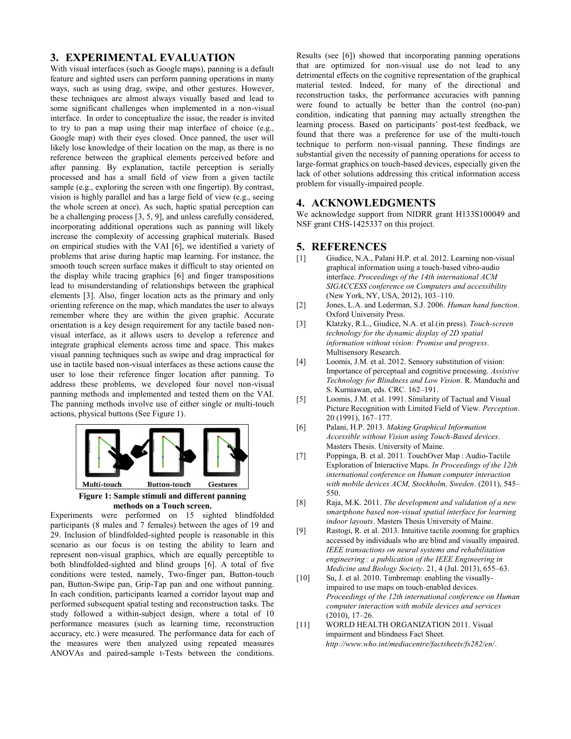## 3. EXPERIMENTAL EVALUATION

With visual interfaces (such as Google maps), panning is a default feature and sighted users can perform panning operations in many ways, such as using drag, swipe, and other gestures. However, these techniques are almost always visually based and lead to some significant challenges when implemented in a non-visual interface. In order to conceptualize the issue, the reader is invited to try to pan a map using their map interface of choice (e.g., Google map) with their eyes closed. Once panned, the user will likely lose knowledge of their location on the map, as there is no reference between the graphical elements perceived before and after panning. By explanation, tactile perception is serially processed and has a small field of view from a given tactile sample (e.g., exploring the screen with one fingertip). By contrast, vision is highly parallel and has a large field of view (e.g., seeing the whole screen at once). As such, haptic spatial perception can be a challenging process [3, 5, 9], and unless carefully considered, incorporating additional operations such as panning will likely increase the complexity of accessing graphical materials. Based on empirical studies with the VAI [6], we identified a variety of problems that arise during haptic map learning. For instance, the smooth touch screen surface makes it difficult to stay oriented on the display while tracing graphics [6] and finger transpositions lead to misunderstanding of relationships between the graphical elements [3]. Also, finger location acts as the primary and only orienting reference on the map, which mandates the user to always remember where they are within the given graphic. Accurate orientation is a key design requirement for any tactile based non-visual interface, as it allows users to develop a reference and integrate graphical elements across time and space. This makes visual panning techniques such as swipe and drag impractical for use in tactile based non-visual interfaces as these actions cause the user to lose their reference finger location after panning. To address these problems, we developed four novel non-visual panning methods and implemented and tested them on the VAI. The panning methods involve use of either single or multi-touch actions, physical buttons (See Figure 1).

Multi-touch Button-touch Gestures

**Figure 1: Sample stimuli and different panning methods on a Touch screen.**

Experiments were performed on 15 sighted blindfolded participants (8 males and 7 females) between the ages of 19 and 29. Inclusion of blindfolded-sighted people is reasonable in this scenario as our focus is on testing the ability to learn and represent non-visual graphics, which are equally perceptible to both blindfolded-sighted and blind groups [6]. A total of five conditions were tested, namely, Two-finger pan, Button-touch pan, Button-Swipe pan, Grip-Tap pan and one without panning. In each condition, participants learned a corridor layout map and performed subsequent spatial testing and reconstruction tasks. The study followed a within-subject design, where a total of 10 performance measures (such as learning time, reconstruction accuracy, etc.) were measured. The performance data for each of the measures were then analyzed using repeated measures ANOVAs and paired-sample t-Tests between the conditions. Results (see [6]) showed that incorporating panning operations that are optimized for non-visual use do not lead to any detrimental effects on the cognitive representation of the graphical material tested. Indeed, for many of the directional and reconstruction tasks, the performance accuracies with panning were found to actually be better than the control (no-pan) condition, indicating that panning may actually strengthen the learning process. Based on participants' post-test feedback, we found that there was a preference for use of the multi-touch technique to perform non-visual panning. These findings are substantial given the necessity of panning operations for access to large-format graphics on touch-based devices, especially given the lack of other solutions addressing this critical information access problem for visually-impaired people.

## 4. ACKNOWLEDGMENTS

We acknowledge support from NIDRR grant H133S100049 and NSF grant CHS-1425337 on this project.

## 5. REFERENCES

[1] Giudice, N.A., Palani H.P. et al. 2012. Learning non-visual graphical information using a touch-based vibro-audio interface. *Proceedings of the 14th international ACM SIGACCESS conference on Computers and accessibility* (New York, NY, USA, 2012), 103–110.

[2] Jones, L.A. and Lederman, S.J. 2006. *Human hand function*. Oxford University Press.

[3] Klatzky, R.L., Giudice, N.A. et al.(in press). *Touch-screen technology for the dynamic display of 2D spatial information without vision: Promise and progress*. Multisensory Research.

[4] Loomis, J.M. et al. 2012. Sensory substitution of vision: Importance of perceptual and cognitive processing. *Assistive Technology for Blindness and Low Vision*. R. Manduchi and S. Kurniawan, eds. CRC. 162–191.

[5] Loomis, J.M. et al. 1991. Similarity of Tactual and Visual Picture Recognition with Limited Field of View. *Perception*. 20 (1991), 167–177.

[6] Palani, H.P. 2013. *Making Graphical Information Accessible without Vision using Touch-Based devices*. Masters Thesis. University of Maine.

[7] Poppinga, B. et al. 2011. TouchOver Map : Audio-Tactile Exploration of Interactive Maps. *In Proceedings of the 12th international conference on Human computer interaction with mobile devices ACM, Stockholm, Sweden*. (2011), 545–550.

[8] Raja, M.K. 2011. *The development and validation of a new smartphone based non-visual spatial interface for learning indoor layouts*. Masters Thesis University of Maine.

[9] Rastogi, R. et al. 2013. Intuitive tactile zooming for graphics accessed by individuals who are blind and visually impaired. *IEEE transactions on neural systems and rehabilitation engineering : a publication of the IEEE Engineering in Medicine and Biology Society*. 21, 4 (Jul. 2013), 655–63.

[10] Su, J. et al. 2010. Timbremap: enabling the visually-impaired to use maps on touch-enabled devices. *Proceedings of the 12th international conference on Human computer interaction with mobile devices and services* (2010), 17–26.

[11] WORLD HEALTH ORGANIZATION 2011. Visual impairment and blindness Fact Sheet. *http://www.who.int/mediacentre/factsheets/fs282/en/*.